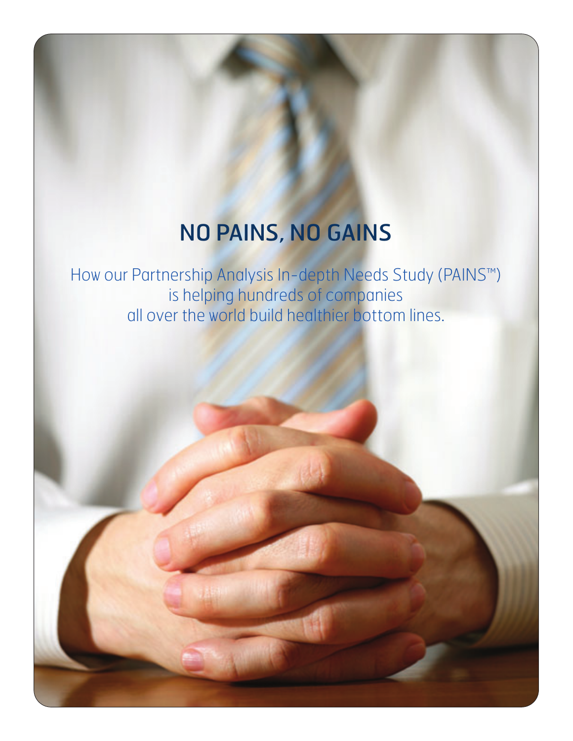# NO PAINS, NO GAINS

How our Partnership Analysis In-depth Needs Study (PAINS™) is helping hundreds of companies all over the world build healthier bottom lines.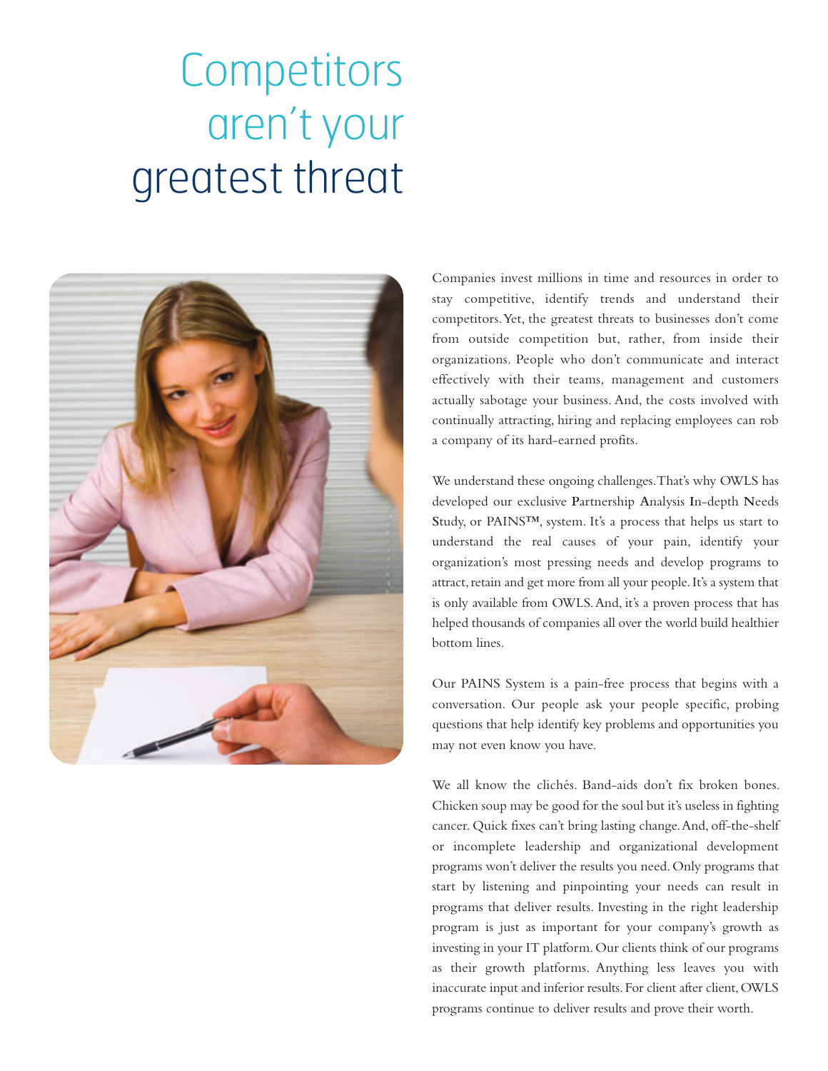# Competitors aren't your greatest threat

Companies invest millions in time and resources in order to stay competitive, identify trends and understand their competitors. Yet, the greatest threats to businesses don't come from outside competition but, rather, from inside their organizations. People who don't communicate and interact effectively with their teams, management and customers actually sabotage your business. And, the costs involved with continually attracting, hiring and replacing employees can rob a company of its hard-earned profits.

We understand these ongoing challenges. That's why OWLS has developed our exclusive **P**artnership **A**nalysis **I**n-depth **N**eeds **S**tudy, or PAINS™, system. It's a process that helps us start to understand the real causes of your pain, identify your organization's most pressing needs and develop programs to attract, retain and get more from all your people. It's a system that is only available from OWLS. And, it's a proven process that has helped thousands of companies all over the world build healthier bottom lines.

Our PAINS System is a pain-free process that begins with a conversation. Our people ask your people specific, probing questions that help identify key problems and opportunities you may not even know you have.

We all know the clichés. Band-aids don't fix broken bones. Chicken soup may be good for the soul but it's useless in fighting cancer. Quick fixes can't bring lasting change. And, off-the-shelf or incomplete leadership and organizational development programs won't deliver the results you need. Only programs that start by listening and pinpointing your needs can result in programs that deliver results. Investing in the right leadership program is just as important for your company's growth as investing in your IT platform. Our clients think of our programs as their growth platforms. Anything less leaves you with inaccurate input and inferior results. For client after client, OWLS programs continue to deliver results and prove their worth.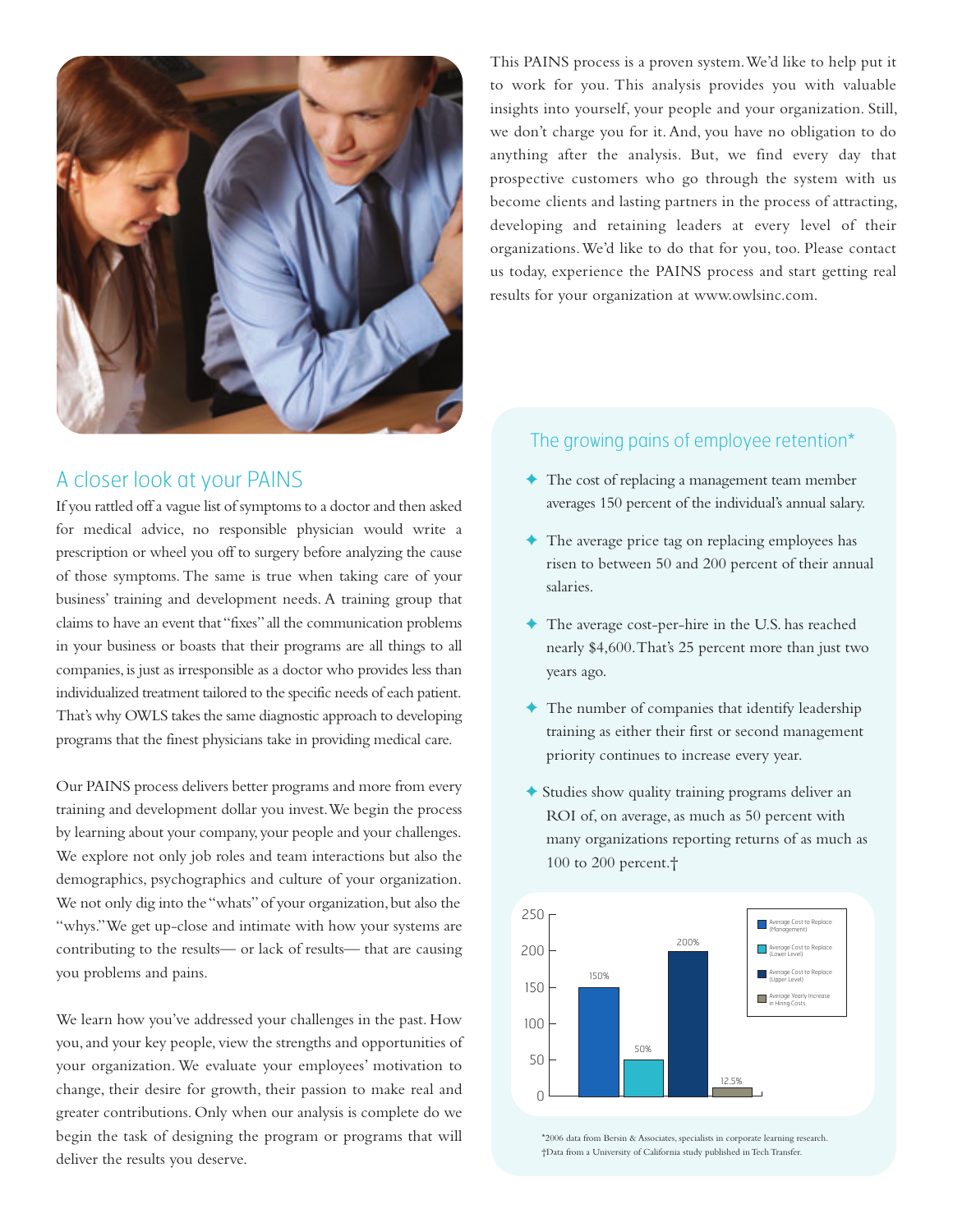This PAINS process is a proven system. We'd like to help put it to work for you. This analysis provides you with valuable insights into yourself, your people and your organization. Still, we don't charge you for it. And, you have no obligation to do anything after the analysis. But, we find every day that prospective customers who go through the system with us become clients and lasting partners in the process of attracting, developing and retaining leaders at every level of their organizations. We'd like to do that for you, too. Please contact us today, experience the PAINS process and start getting real results for your organization at www.owlsinc.com.

## A closer look at your PAINS

If you rattled off a vague list of symptoms to a doctor and then asked for medical advice, no responsible physician would write a prescription or wheel you off to surgery before analyzing the cause of those symptoms. The same is true when taking care of your business' training and development needs. A training group that claims to have an event that "fixes" all the communication problems in your business or boasts that their programs are all things to all companies, is just as irresponsible as a doctor who provides less than individualized treatment tailored to the specific needs of each patient. That's why OWLS takes the same diagnostic approach to developing programs that the finest physicians take in providing medical care.

Our PAINS process delivers better programs and more from every training and development dollar you invest. We begin the process by learning about your company, your people and your challenges. We explore not only job roles and team interactions but also the demographics, psychographics and culture of your organization. We not only dig into the "whats" of your organization, but also the "whys." We get up-close and intimate with how your systems are contributing to the results— or lack of results— that are causing you problems and pains.

We learn how you've addressed your challenges in the past. How you, and your key people, view the strengths and opportunities of your organization. We evaluate your employees' motivation to change, their desire for growth, their passion to make real and greater contributions. Only when our analysis is complete do we begin the task of designing the program or programs that will deliver the results you deserve.

## The growing pains of employee retention*

- The cost of replacing a management team member averages 150 percent of the individual's annual salary.
- The average price tag on replacing employees has risen to between 50 and 200 percent of their annual salaries.
- The average cost-per-hire in the U.S. has reached nearly $4,600. That's 25 percent more than just two years ago.
- The number of companies that identify leadership training as either their first or second management priority continues to increase every year.
- Studies show quality training programs deliver an ROI of, on average, as much as 50 percent with many organizations reporting returns of as much as 100 to 200 percent.†

| Category | Value |
|---|---|
| Average Cost to Replace (Management) | 150% |
| Average Cost to Replace (Lower Level) | 50% |
| Average Cost to Replace (Upper Level) | 200% |
| Average Yearly Increase in Hiring Costs | 12.5% |

*2006 data from Bersin & Associates, specialists in corporate learning research.
†Data from a University of California study published in Tech Transfer.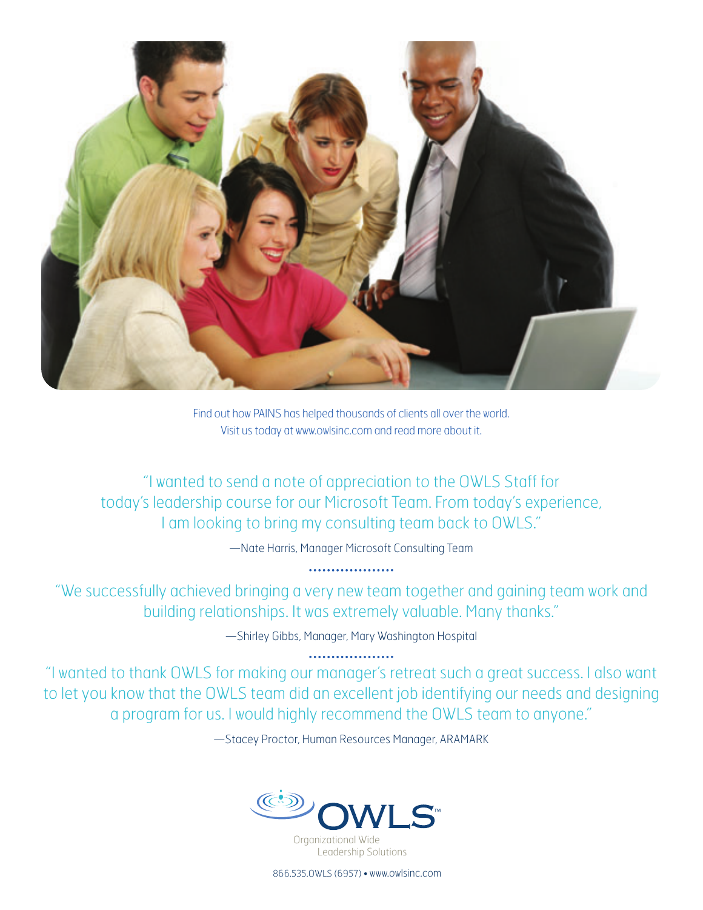Find out how PAINS has helped thousands of clients all over the world.
Visit us today at www.owlsinc.com and read more about it.

"I wanted to send a note of appreciation to the OWLS Staff for today's leadership course for our Microsoft Team. From today's experience, I am looking to bring my consulting team back to OWLS."

—Nate Harris, Manager Microsoft Consulting Team

"We successfully achieved bringing a very new team together and gaining team work and building relationships. It was extremely valuable. Many thanks."

—Shirley Gibbs, Manager, Mary Washington Hospital

"I wanted to thank OWLS for making our manager's retreat such a great success. I also want to let you know that the OWLS team did an excellent job identifying our needs and designing a program for us. I would highly recommend the OWLS team to anyone."

—Stacey Proctor, Human Resources Manager, ARAMARK

OWLS™
Organizational Wide Leadership Solutions

866.535.OWLS (6957) • www.owlsinc.com